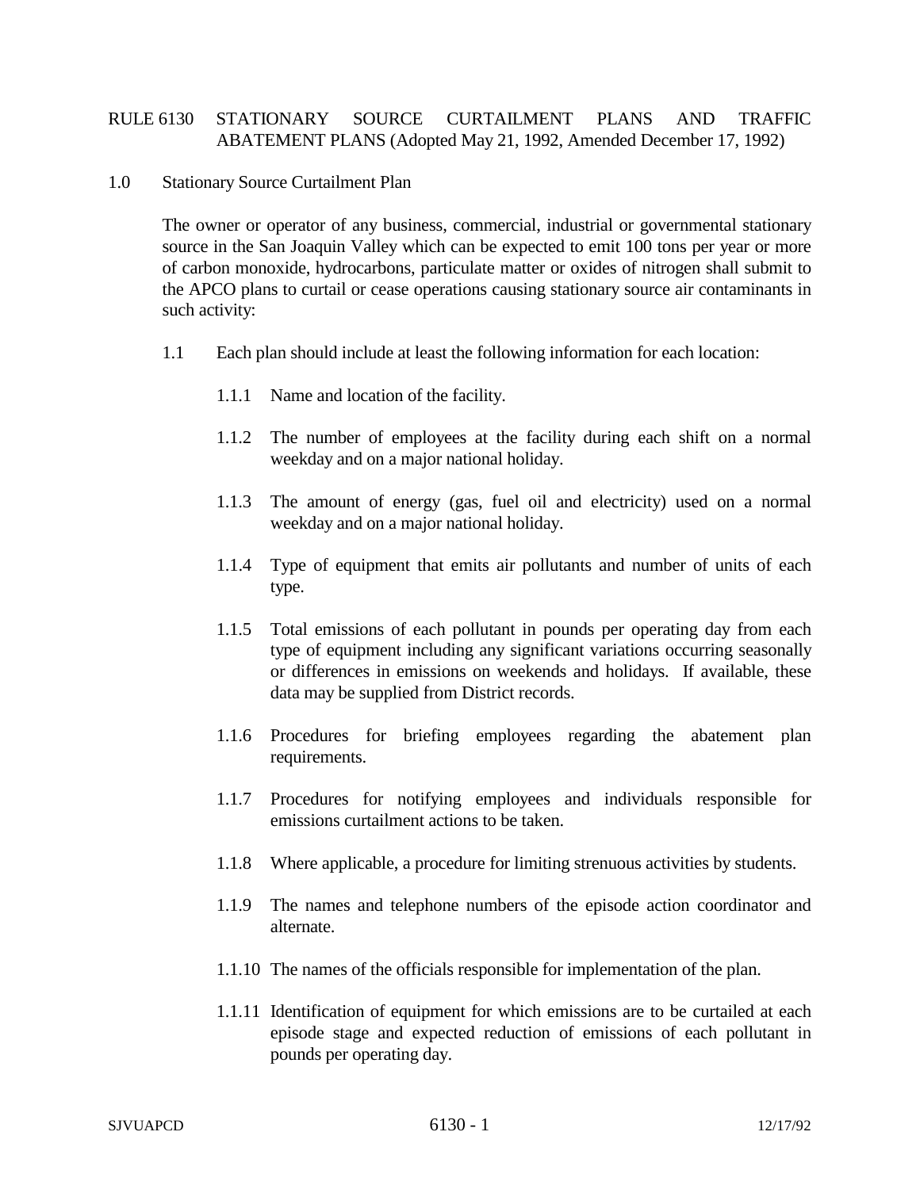# RULE 6130 STATIONARY SOURCE CURTAILMENT PLANS AND TRAFFIC ABATEMENT PLANS (Adopted May 21, 1992, Amended December 17, 1992)

## 1.0 Stationary Source Curtailment Plan

The owner or operator of any business, commercial, industrial or governmental stationary source in the San Joaquin Valley which can be expected to emit 100 tons per year or more of carbon monoxide, hydrocarbons, particulate matter or oxides of nitrogen shall submit to the APCO plans to curtail or cease operations causing stationary source air contaminants in such activity:

1.1 Each plan should include at least the following information for each location:

1.1.1 Name and location of the facility.

1.1.2 The number of employees at the facility during each shift on a normal weekday and on a major national holiday.

1.1.3 The amount of energy (gas, fuel oil and electricity) used on a normal weekday and on a major national holiday.

1.1.4 Type of equipment that emits air pollutants and number of units of each type.

1.1.5 Total emissions of each pollutant in pounds per operating day from each type of equipment including any significant variations occurring seasonally or differences in emissions on weekends and holidays. If available, these data may be supplied from District records.

1.1.6 Procedures for briefing employees regarding the abatement plan requirements.

1.1.7 Procedures for notifying employees and individuals responsible for emissions curtailment actions to be taken.

1.1.8 Where applicable, a procedure for limiting strenuous activities by students.

1.1.9 The names and telephone numbers of the episode action coordinator and alternate.

1.1.10 The names of the officials responsible for implementation of the plan.

1.1.11 Identification of equipment for which emissions are to be curtailed at each episode stage and expected reduction of emissions of each pollutant in pounds per operating day.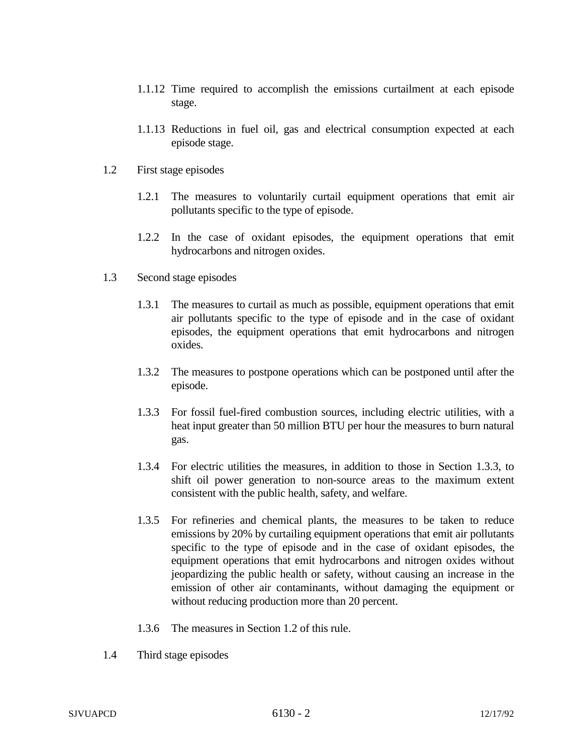1.1.12 Time required to accomplish the emissions curtailment at each episode stage.

1.1.13 Reductions in fuel oil, gas and electrical consumption expected at each episode stage.

1.2 First stage episodes

1.2.1 The measures to voluntarily curtail equipment operations that emit air pollutants specific to the type of episode.

1.2.2 In the case of oxidant episodes, the equipment operations that emit hydrocarbons and nitrogen oxides.

1.3 Second stage episodes

1.3.1 The measures to curtail as much as possible, equipment operations that emit air pollutants specific to the type of episode and in the case of oxidant episodes, the equipment operations that emit hydrocarbons and nitrogen oxides.

1.3.2 The measures to postpone operations which can be postponed until after the episode.

1.3.3 For fossil fuel-fired combustion sources, including electric utilities, with a heat input greater than 50 million BTU per hour the measures to burn natural gas.

1.3.4 For electric utilities the measures, in addition to those in Section 1.3.3, to shift oil power generation to non-source areas to the maximum extent consistent with the public health, safety, and welfare.

1.3.5 For refineries and chemical plants, the measures to be taken to reduce emissions by 20% by curtailing equipment operations that emit air pollutants specific to the type of episode and in the case of oxidant episodes, the equipment operations that emit hydrocarbons and nitrogen oxides without jeopardizing the public health or safety, without causing an increase in the emission of other air contaminants, without damaging the equipment or without reducing production more than 20 percent.

1.3.6 The measures in Section 1.2 of this rule.

1.4 Third stage episodes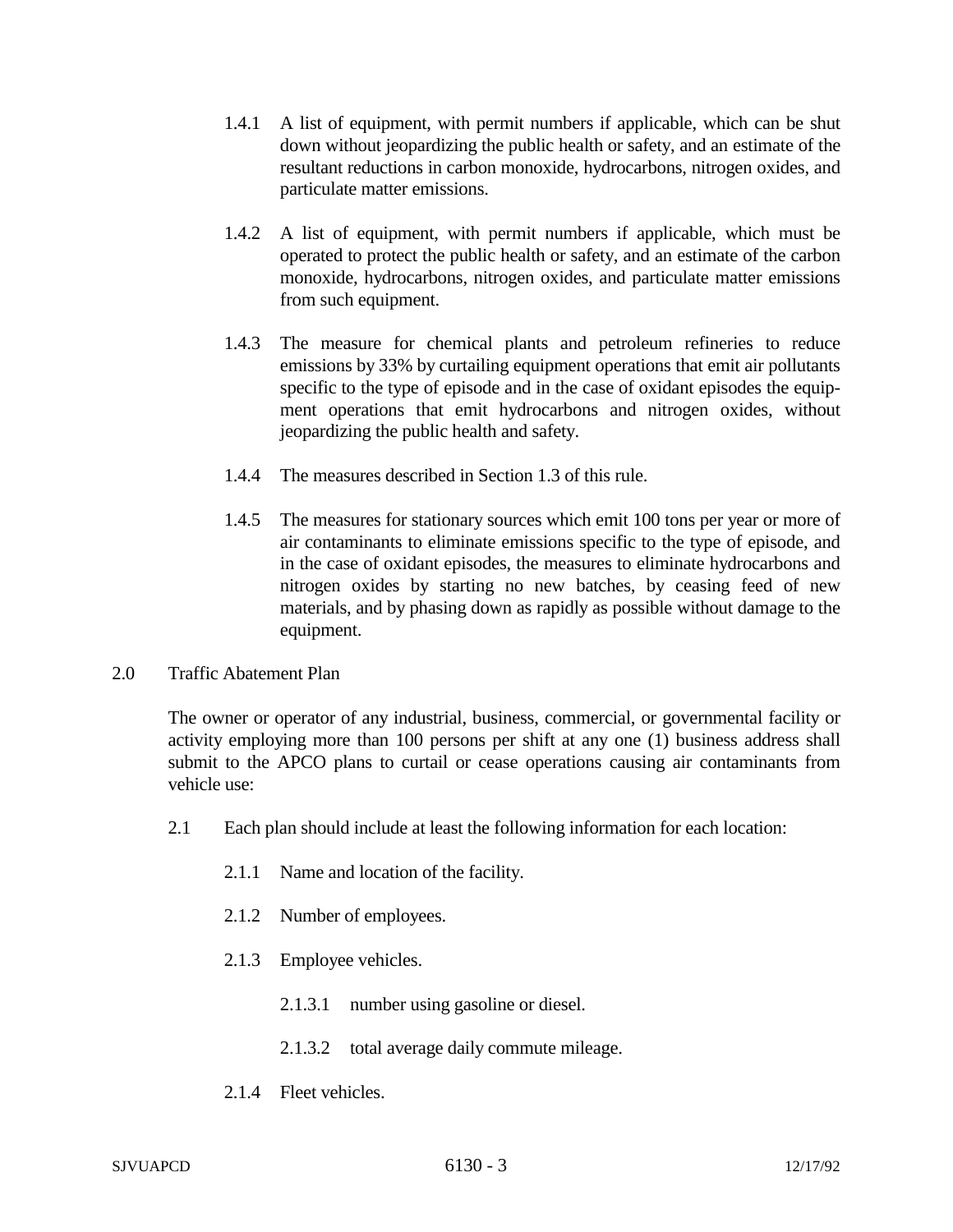1.4.1 A list of equipment, with permit numbers if applicable, which can be shut down without jeopardizing the public health or safety, and an estimate of the resultant reductions in carbon monoxide, hydrocarbons, nitrogen oxides, and particulate matter emissions.

1.4.2 A list of equipment, with permit numbers if applicable, which must be operated to protect the public health or safety, and an estimate of the carbon monoxide, hydrocarbons, nitrogen oxides, and particulate matter emissions from such equipment.

1.4.3 The measure for chemical plants and petroleum refineries to reduce emissions by 33% by curtailing equipment operations that emit air pollutants specific to the type of episode and in the case of oxidant episodes the equipment operations that emit hydrocarbons and nitrogen oxides, without jeopardizing the public health and safety.

1.4.4 The measures described in Section 1.3 of this rule.

1.4.5 The measures for stationary sources which emit 100 tons per year or more of air contaminants to eliminate emissions specific to the type of episode, and in the case of oxidant episodes, the measures to eliminate hydrocarbons and nitrogen oxides by starting no new batches, by ceasing feed of new materials, and by phasing down as rapidly as possible without damage to the equipment.

2.0 Traffic Abatement Plan

The owner or operator of any industrial, business, commercial, or governmental facility or activity employing more than 100 persons per shift at any one (1) business address shall submit to the APCO plans to curtail or cease operations causing air contaminants from vehicle use:

2.1 Each plan should include at least the following information for each location:

2.1.1 Name and location of the facility.

2.1.2 Number of employees.

2.1.3 Employee vehicles.

2.1.3.1 number using gasoline or diesel.

2.1.3.2 total average daily commute mileage.

2.1.4 Fleet vehicles.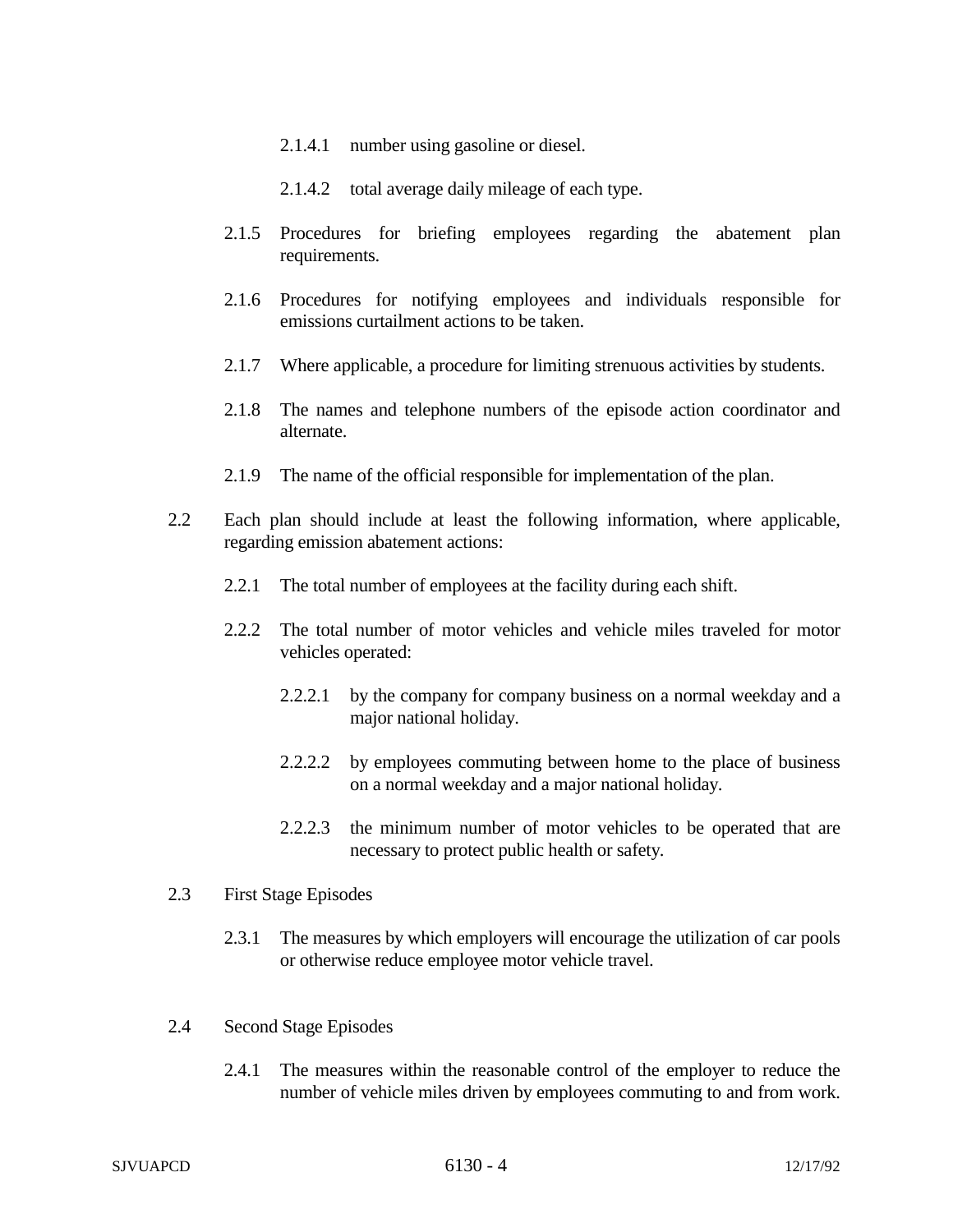2.1.4.1 number using gasoline or diesel.

2.1.4.2 total average daily mileage of each type.

2.1.5 Procedures for briefing employees regarding the abatement plan requirements.

2.1.6 Procedures for notifying employees and individuals responsible for emissions curtailment actions to be taken.

2.1.7 Where applicable, a procedure for limiting strenuous activities by students.

2.1.8 The names and telephone numbers of the episode action coordinator and alternate.

2.1.9 The name of the official responsible for implementation of the plan.

2.2 Each plan should include at least the following information, where applicable, regarding emission abatement actions:

2.2.1 The total number of employees at the facility during each shift.

2.2.2 The total number of motor vehicles and vehicle miles traveled for motor vehicles operated:

2.2.2.1 by the company for company business on a normal weekday and a major national holiday.

2.2.2.2 by employees commuting between home to the place of business on a normal weekday and a major national holiday.

2.2.2.3 the minimum number of motor vehicles to be operated that are necessary to protect public health or safety.

2.3 First Stage Episodes

2.3.1 The measures by which employers will encourage the utilization of car pools or otherwise reduce employee motor vehicle travel.

2.4 Second Stage Episodes

2.4.1 The measures within the reasonable control of the employer to reduce the number of vehicle miles driven by employees commuting to and from work.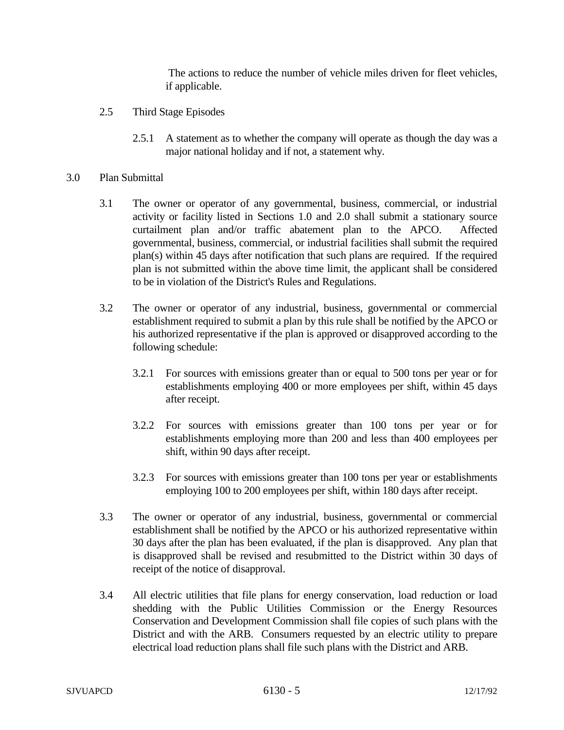The actions to reduce the number of vehicle miles driven for fleet vehicles, if applicable.

2.5 Third Stage Episodes

2.5.1 A statement as to whether the company will operate as though the day was a major national holiday and if not, a statement why.

3.0 Plan Submittal

3.1 The owner or operator of any governmental, business, commercial, or industrial activity or facility listed in Sections 1.0 and 2.0 shall submit a stationary source curtailment plan and/or traffic abatement plan to the APCO. Affected governmental, business, commercial, or industrial facilities shall submit the required plan(s) within 45 days after notification that such plans are required. If the required plan is not submitted within the above time limit, the applicant shall be considered to be in violation of the District's Rules and Regulations.

3.2 The owner or operator of any industrial, business, governmental or commercial establishment required to submit a plan by this rule shall be notified by the APCO or his authorized representative if the plan is approved or disapproved according to the following schedule:

3.2.1 For sources with emissions greater than or equal to 500 tons per year or for establishments employing 400 or more employees per shift, within 45 days after receipt.

3.2.2 For sources with emissions greater than 100 tons per year or for establishments employing more than 200 and less than 400 employees per shift, within 90 days after receipt.

3.2.3 For sources with emissions greater than 100 tons per year or establishments employing 100 to 200 employees per shift, within 180 days after receipt.

3.3 The owner or operator of any industrial, business, governmental or commercial establishment shall be notified by the APCO or his authorized representative within 30 days after the plan has been evaluated, if the plan is disapproved. Any plan that is disapproved shall be revised and resubmitted to the District within 30 days of receipt of the notice of disapproval.

3.4 All electric utilities that file plans for energy conservation, load reduction or load shedding with the Public Utilities Commission or the Energy Resources Conservation and Development Commission shall file copies of such plans with the District and with the ARB. Consumers requested by an electric utility to prepare electrical load reduction plans shall file such plans with the District and ARB.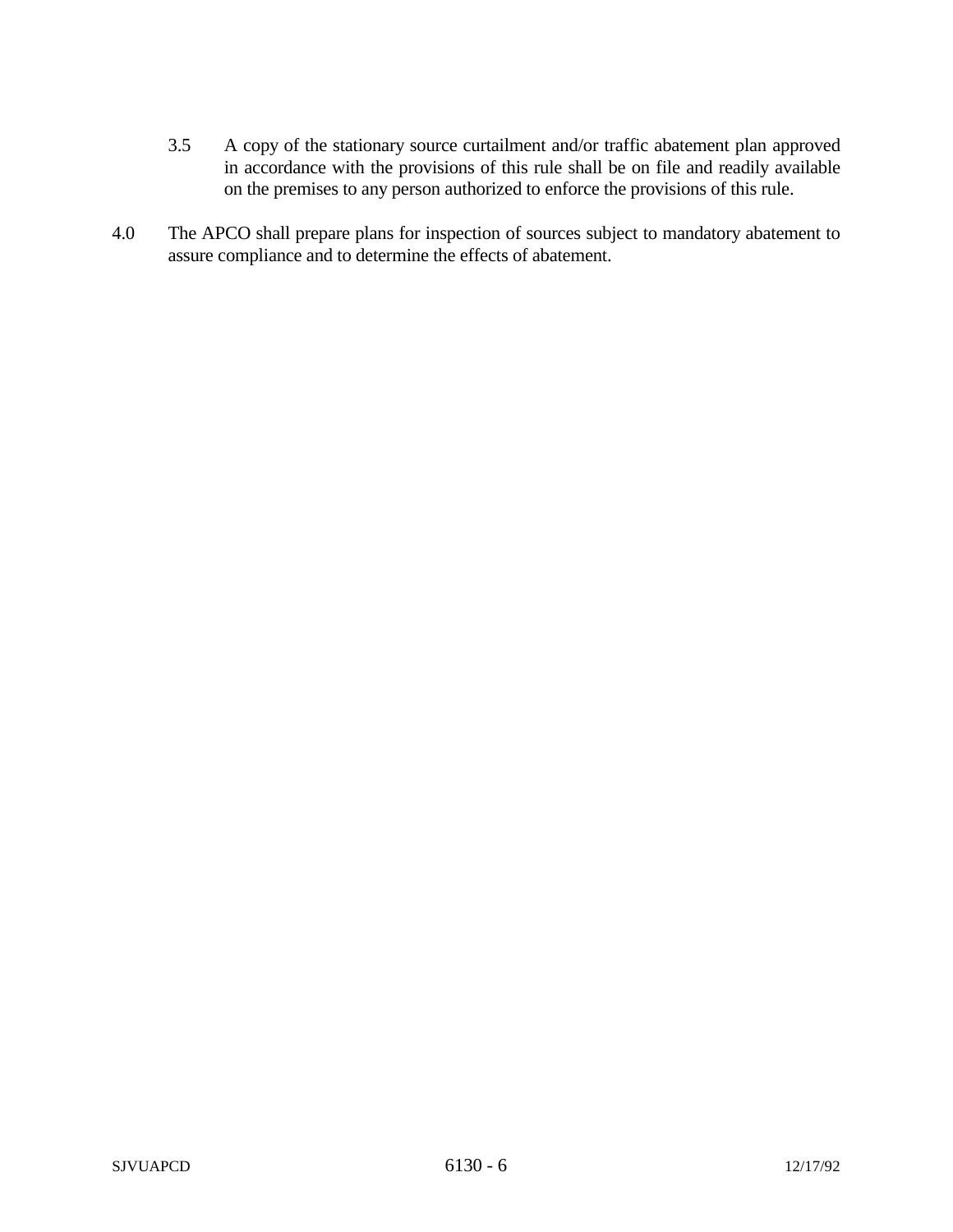3.5 A copy of the stationary source curtailment and/or traffic abatement plan approved in accordance with the provisions of this rule shall be on file and readily available on the premises to any person authorized to enforce the provisions of this rule.

4.0 The APCO shall prepare plans for inspection of sources subject to mandatory abatement to assure compliance and to determine the effects of abatement.